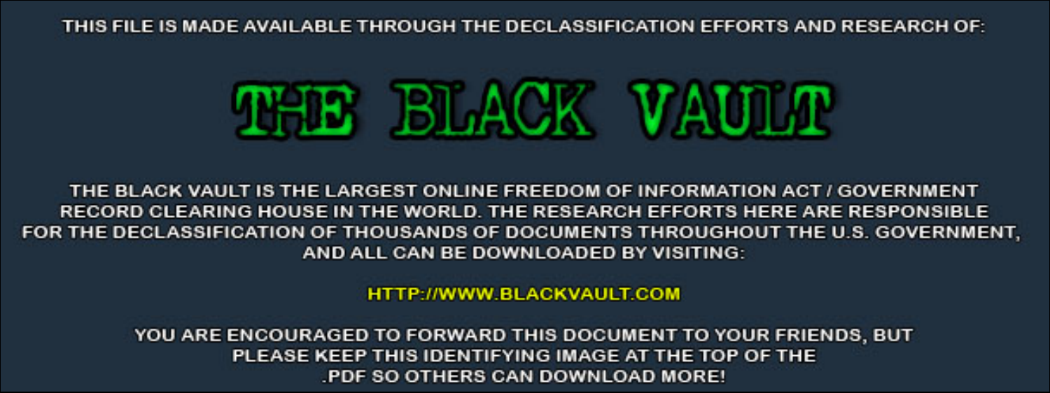THIS FILE IS MADE AVAILABLE THROUGH THE DECLASSIFICATION EFFORTS AND RESEARCH OF:

# THE BLACK VAULT

THE BLACK VAULT IS THE LARGEST ONLINE FREEDOM OF INFORMATION ACT / GOVERNMENT RECORD CLEARING HOUSE IN THE WORLD. THE RESEARCH EFFORTS HERE ARE RESPONSIBLE FOR THE DECLASSIFICATION OF THOUSANDS OF DOCUMENTS THROUGHOUT THE U.S. GOVERNMENT, AND ALL CAN BE DOWNLOADED BY VISITING:

HTTP://WWW.BLACKVAULT.COM

YOU ARE ENCOURAGED TO FORWARD THIS DOCUMENT TO YOUR FRIENDS, BUT PLEASE KEEP THIS IDENTIFYING IMAGE AT THE TOP OF THE .PDF SO OTHERS CAN DOWNLOAD MORE!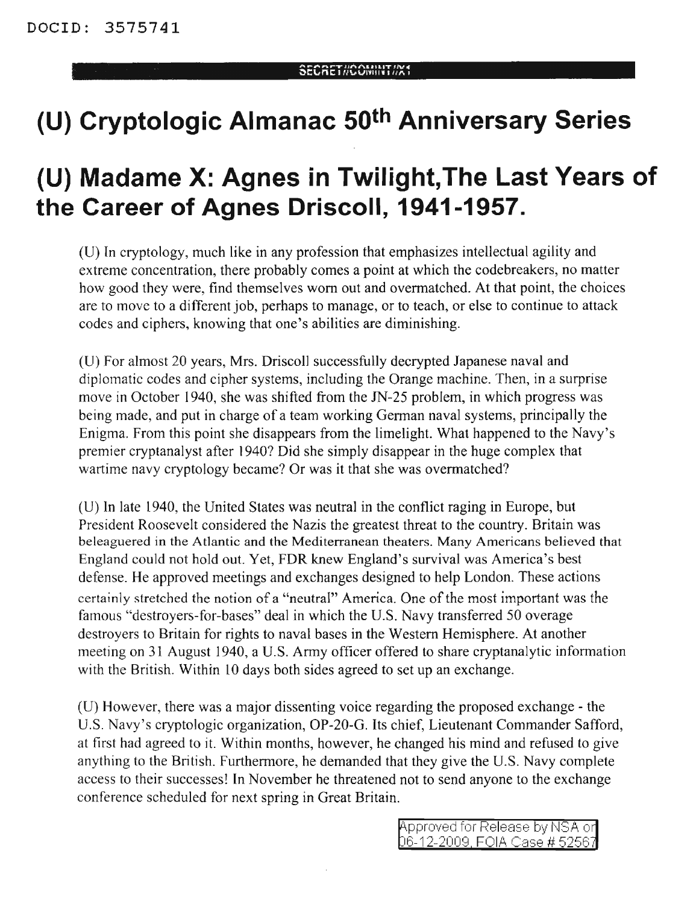# (U) Cryptologic Almanac 50th Anniversary Series

# (U) Madame X: Agnes in Twilight,The Last Years of the Career of Agnes Driscoll, 1941-1957.

(U) In cryptology, much like in any profession that emphasizes intellectual agility and extreme concentration, there probably comes a point at which the codebreakers, no matter how good they were, find themselves worn out and overmatched. At that point, the choices are to move to a different job, perhaps to manage, or to teach, or else to continue to attack codes and ciphers, knowing that one's abilities are diminishing.

(U) For almost 20 years, Mrs. Driscoll successfully decrypted Japanese naval and diplomatic codes and cipher systems, including the Orange machine. Then, in a surprise move in October 1940, she was shifted from the JN-25 problem, in which progress was being made, and put in charge of a team working German naval systems, principally the Enigma. From this point she disappears from the limelight. What happened to the Navy's premier cryptanalyst after 1940? Did she simply disappear in the huge complex that wartime navy cryptology became? Or was it that she was overmatched?

(U) In late 1940, the United States was neutral in the conflict raging in Europe, but President Roosevelt considered the Nazis the greatest threat to the country. Britain was beleaguered in the Atlantic and the Mediterranean theaters. Many Americans believed that England could not hold out. Yet, FDR knew England's survival was America's best defense. He approved meetings and exchanges designed to help London. These actions certainly stretched the notion of a "neutral" America. One of the most important was the famous "destroyers-for-bases" deal in which the U.S. Navy transferred 50 overage destroyers to Britain for rights to naval bases in the Western Hemisphere. At another meeting on 31 August 1940, a U.S. Army officer offered to share cryptanalytic information with the British. Within 10 days both sides agreed to set up an exchange.

(U) However, there was a major dissenting voice regarding the proposed exchange - the U.S. Navy's cryptologic organization, OP-20-G. Its chief, Lieutenant Commander Safford, at first had agreed to it. Within months, however, he changed his mind and refused to give anything to the British. Furthermore, he demanded that they give the U.S. Navy complete access to their successes! In November he threatened not to send anyone to the exchange conference scheduled for next spring in Great Britain.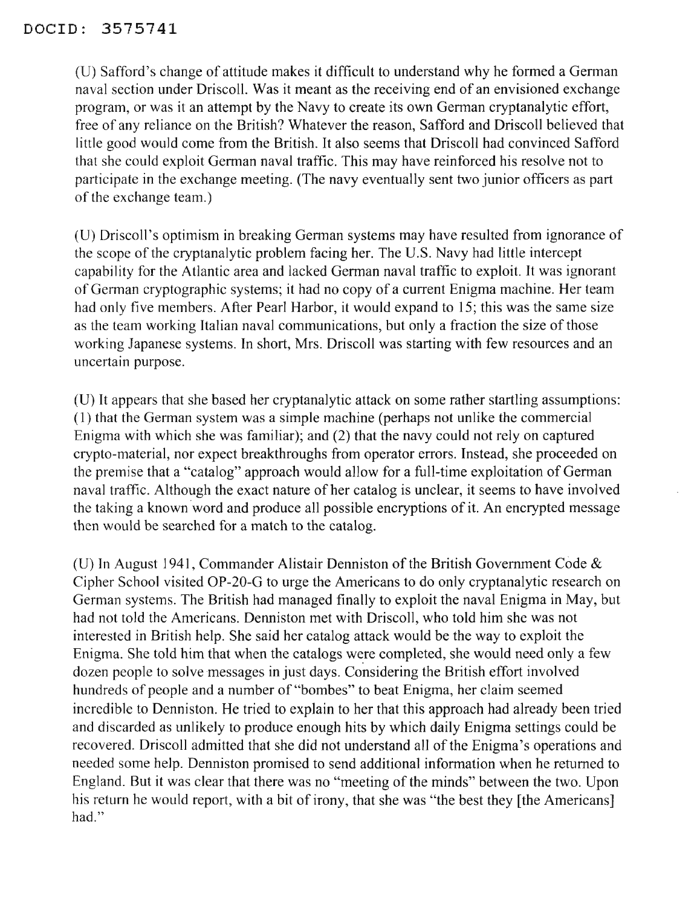(U) Safford's change of attitude makes it difficult to understand why he formed a German naval section under Driscoll. Was it meant as the receiving end of an envisioned exchange program, or was it an attempt by the Navy to create its own German cryptanalytic effort, free of any reliance on the British? Whatever the reason, Safford and Driscoll believed that little good would come from the British. It also seems that Driscoll had convinced Safford that she could exploit German naval traffic. This may have reinforced his resolve not to participate in the exchange meeting. (The navy eventually sent two junior officers as part of the exchange team.)

(U) Driscoll's optimism in breaking German systems may have resulted from ignorance of the scope of the cryptanalytic problem facing her. The U.S. Navy had little intercept capability for the Atlantic area and lacked German naval traffic to exploit. It was ignorant of German cryptographic systems; it had no copy of a current Enigma machine. Her team had only five members. After Pearl Harbor, it would expand to 15; this was the same size as the team working Italian naval communications, but only a fraction the size of those working Japanese systems. In short, Mrs. Driscoll was starting with few resources and an uncertain purpose.

(U) It appears that she based her cryptanalytic attack on some rather startling assumptions: (1) that the German system was a simple machine (perhaps not unlike the commercial Enigma with which she was familiar); and (2) that the navy could not rely on captured crypto-material, nor expect breakthroughs from operator errors. Instead, she proceeded on the premise that a "catalog" approach would allow for a full-time exploitation of German naval traffic. Although the exact nature of her catalog is unclear, it seems to have involved the taking a known word and produce all possible encryptions of it. An encrypted message then would be searched for a match to the catalog.

(U) In August 1941, Commander Alistair Denniston of the British Government Code & Cipher School visited OP-20-G to urge the Americans to do only cryptanalytic research on German systems. The British had managed finally to exploit the naval Enigma in May, but had not told the Americans. Denniston met with Driscoll, who told him she was not interested in British help. She said her catalog attack would be the way to exploit the Enigma. She told him that when the catalogs were completed, she would need only a few dozen people to solve messages in just days. Considering the British effort involved hundreds of people and a number of "bombes" to beat Enigma, her claim seemed incredible to Denniston. He tried to explain to her that this approach had already been tried and discarded as unlikely to produce enough hits by which daily Enigma settings could be recovered. Driscoll admitted that she did not understand all of the Enigma's operations and needed some help. Denniston promised to send additional information when he returned to England. But it was clear that there was no "meeting of the minds" between the two. Upon his return he would report, with a bit of irony, that she was "the best they [the Americans] had."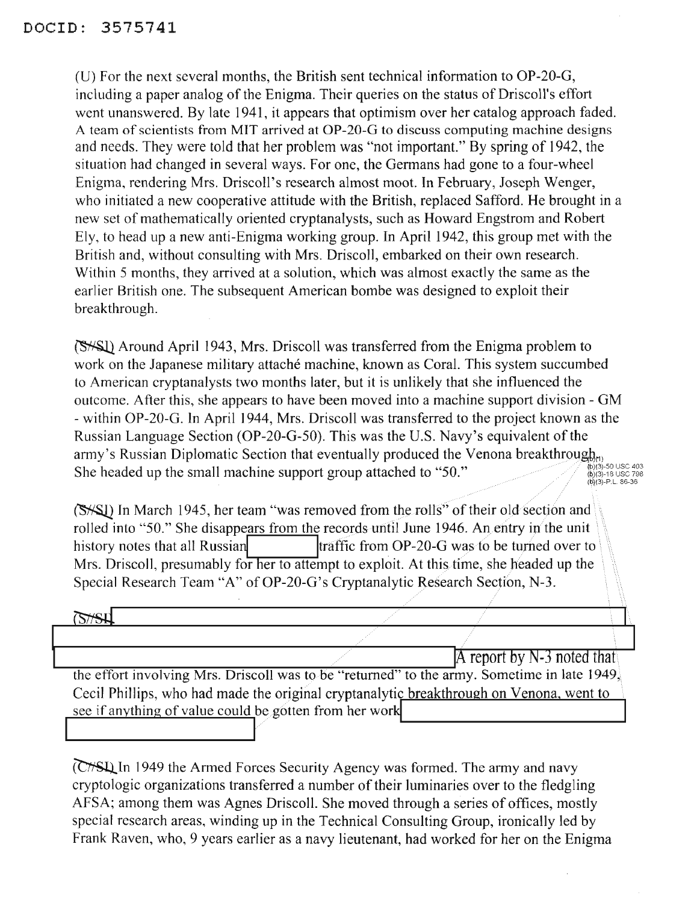DOCID: 3575741

(U) For the next several months, the British sent technical information to OP-20-G, including a paper analog of the Enigma. Their queries on the status of Driscoll's effort went unanswered. By late 1941, it appears that optimism over her catalog approach faded. A team of scientists from MIT arrived at OP-20-G to discuss computing machine designs and needs. They were told that her problem was "not important." By spring of 1942, the situation had changed in several ways. For one, the Germans had gone to a four-wheel Enigma, rendering Mrs. Driscoll's research almost moot. In February, Joseph Wenger, who initiated a new cooperative attitude with the British, replaced Safford. He brought in a new set of mathematically oriented cryptanalysts, such as Howard Engstrom and Robert Ely, to head up a new anti-Enigma working group. In April 1942, this group met with the British and, without consulting with Mrs. Driscoll, embarked on their own research. Within 5 months, they arrived at a solution, which was almost exactly the same as the earlier British one. The subsequent American bombe was designed to exploit their breakthrough.

(S//SI) Around April 1943, Mrs. Driscoll was transferred from the Enigma problem to work on the Japanese military attaché machine, known as Coral. This system succumbed to American cryptanalysts two months later, but it is unlikely that she influenced the outcome. After this, she appears to have been moved into a machine support division - GM - within OP-20-G. In April 1944, Mrs. Driscoll was transferred to the project known as the Russian Language Section (OP-20-G-50). This was the U.S. Navy's equivalent of the army's Russian Diplomatic Section that eventually produced the Venona breakthrough. She headed up the small machine support group attached to "50."

(b)(1)
(b)(3)-50 USC 403
(b)(3)-18 USC 798
(b)(3)-P.L. 86-36

(S//SI) In March 1945, her team "was removed from the rolls" of their old section and rolled into "50." She disappears from the records until June 1946. An entry in the unit history notes that all Russian [REDACTED] traffic from OP-20-G was to be turned over to Mrs. Driscoll, presumably for her to attempt to exploit. At this time, she headed up the Special Research Team "A" of OP-20-G's Cryptanalytic Research Section, N-3.

(S//SI [REDACTED] A report by N-3 noted that the effort involving Mrs. Driscoll was to be "returned" to the army. Sometime in late 1949, Cecil Phillips, who had made the original cryptanalytic breakthrough on Venona, went to see if anything of value could be gotten from her work [REDACTED]

(C//SI) In 1949 the Armed Forces Security Agency was formed. The army and navy cryptologic organizations transferred a number of their luminaries over to the fledgling AFSA; among them was Agnes Driscoll. She moved through a series of offices, mostly special research areas, winding up in the Technical Consulting Group, ironically led by Frank Raven, who, 9 years earlier as a navy lieutenant, had worked for her on the Enigma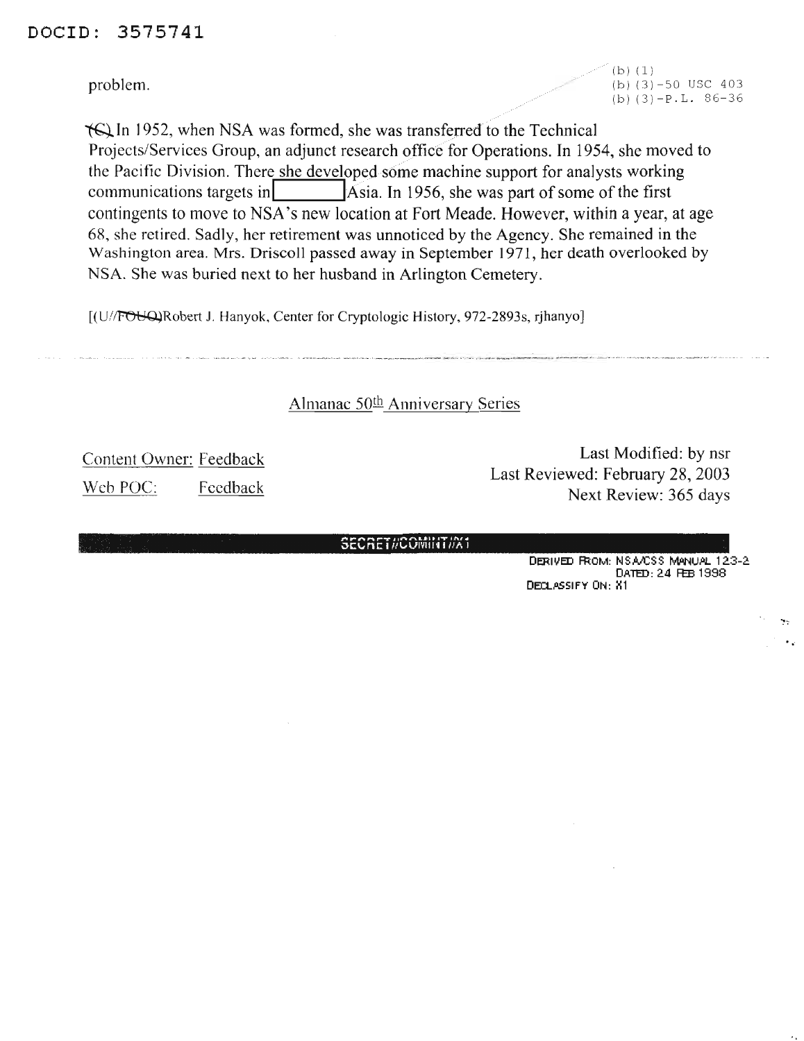problem.

(b) (1)
(b) (3)-50 USC 403
(b) (3)-P.L. 86-36

(C) In 1952, when NSA was formed, she was transferred to the Technical Projects/Services Group, an adjunct research office for Operations. In 1954, she moved to the Pacific Division. There she developed some machine support for analysts working communications targets in [          ] Asia. In 1956, she was part of some of the first contingents to move to NSA's new location at Fort Meade. However, within a year, at age 68, she retired. Sadly, her retirement was unnoticed by the Agency. She remained in the Washington area. Mrs. Driscoll passed away in September 1971, her death overlooked by NSA. She was buried next to her husband in Arlington Cemetery.

[(U//FOUO)Robert J. Hanyok, Center for Cryptologic History, 972-2893s, rjhanyo]

---

Almanac 50th Anniversary Series

Content Owner: Feedback
Web POC: Feedback

Last Modified: by nsr
Last Reviewed: February 28, 2003
Next Review: 365 days

SECRET//COMINT//X1

DERIVED FROM: NSA/CSS MANUAL 123-2
DATED: 24 FEB 1998
DECLASSIFY ON: X1